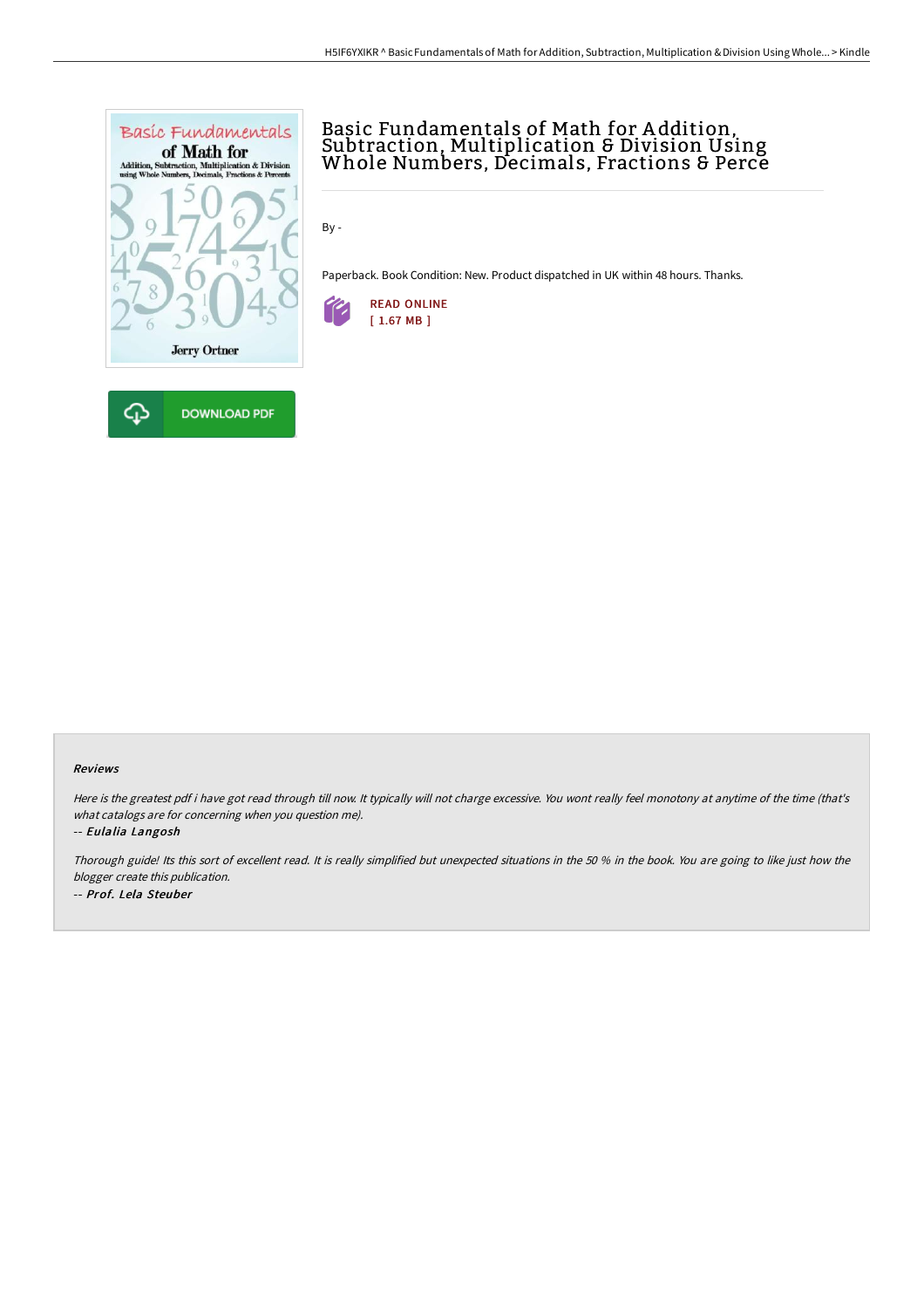# Basic Fundamentals of Math for Addition, Subtraction, Multiplication & Division Using Whole Numbers, Decimals, Fractions & Perce

By -

Paperback. Book Condition: New. Product dispatched in UK within 48 hours. Thanks.

READ ONLINE
[ 1.67 MB ]

DOWNLOAD PDF

### Reviews

*Here is the greatest pdf i have got read through till now. It typically will not charge excessive. You wont really feel monotony at anytime of the time (that's what catalogs are for concerning when you question me).*

-- ***Eulalia Langosh***

*Thorough guide! Its this sort of excellent read. It is really simplified but unexpected situations in the 50 % in the book. You are going to like just how the blogger create this publication.*

-- ***Prof. Lela Steuber***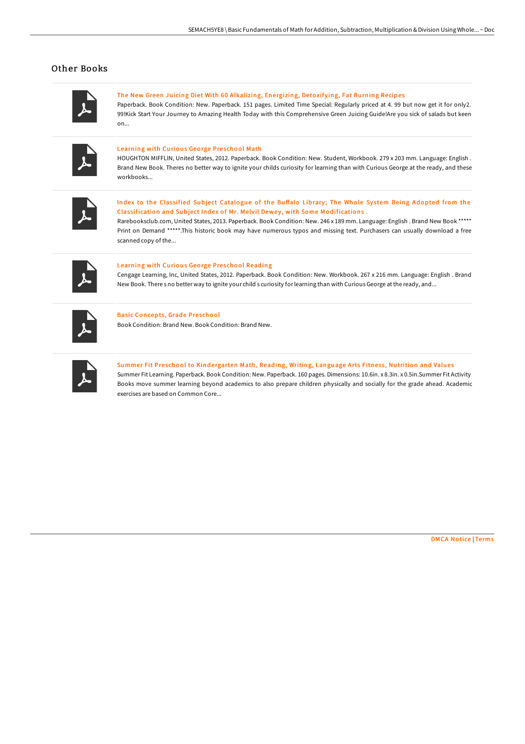## Other Books

### The New Green Juicing Diet With 60 Alkalizing, Energizing, Detoxifying, Fat Burning Recipes

Paperback. Book Condition: New. Paperback. 151 pages. Limited Time Special: Regularly priced at 4. 99 but now get it for only2. 99!Kick Start Your Journey to Amazing Health Today with this Comprehensive Green Juicing Guide!Are you sick of salads but keen on...

### Learning with Curious George Preschool Math

HOUGHTON MIFFLIN, United States, 2012. Paperback. Book Condition: New. Student, Workbook. 279 x 203 mm. Language: English . Brand New Book. Theres no better way to ignite your childs curiosity for learning than with Curious George at the ready, and these workbooks...

### Index to the Classified Subject Catalogue of the Buffalo Library; The Whole System Being Adopted from the Classification and Subject Index of Mr. Melvil Dewey, with Some Modifications .

Rarebooksclub.com, United States, 2013. Paperback. Book Condition: New. 246 x 189 mm. Language: English . Brand New Book ***** Print on Demand *****.This historic book may have numerous typos and missing text. Purchasers can usually download a free scanned copy of the...

### Learning with Curious George Preschool Reading

Cengage Learning, Inc, United States, 2012. Paperback. Book Condition: New. Workbook. 267 x 216 mm. Language: English . Brand New Book. There s no better way to ignite your child s curiosity for learning than with Curious George at the ready, and...

### Basic Concepts, Grade Preschool

Book Condition: Brand New. Book Condition: Brand New.

### Summer Fit Preschool to Kindergarten Math, Reading, Writing, Language Arts Fitness, Nutrition and Values

Summer Fit Learning. Paperback. Book Condition: New. Paperback. 160 pages. Dimensions: 10.6in. x 8.3in. x 0.5in.Summer Fit Activity Books move summer learning beyond academics to also prepare children physically and socially for the grade ahead. Academic exercises are based on Common Core...